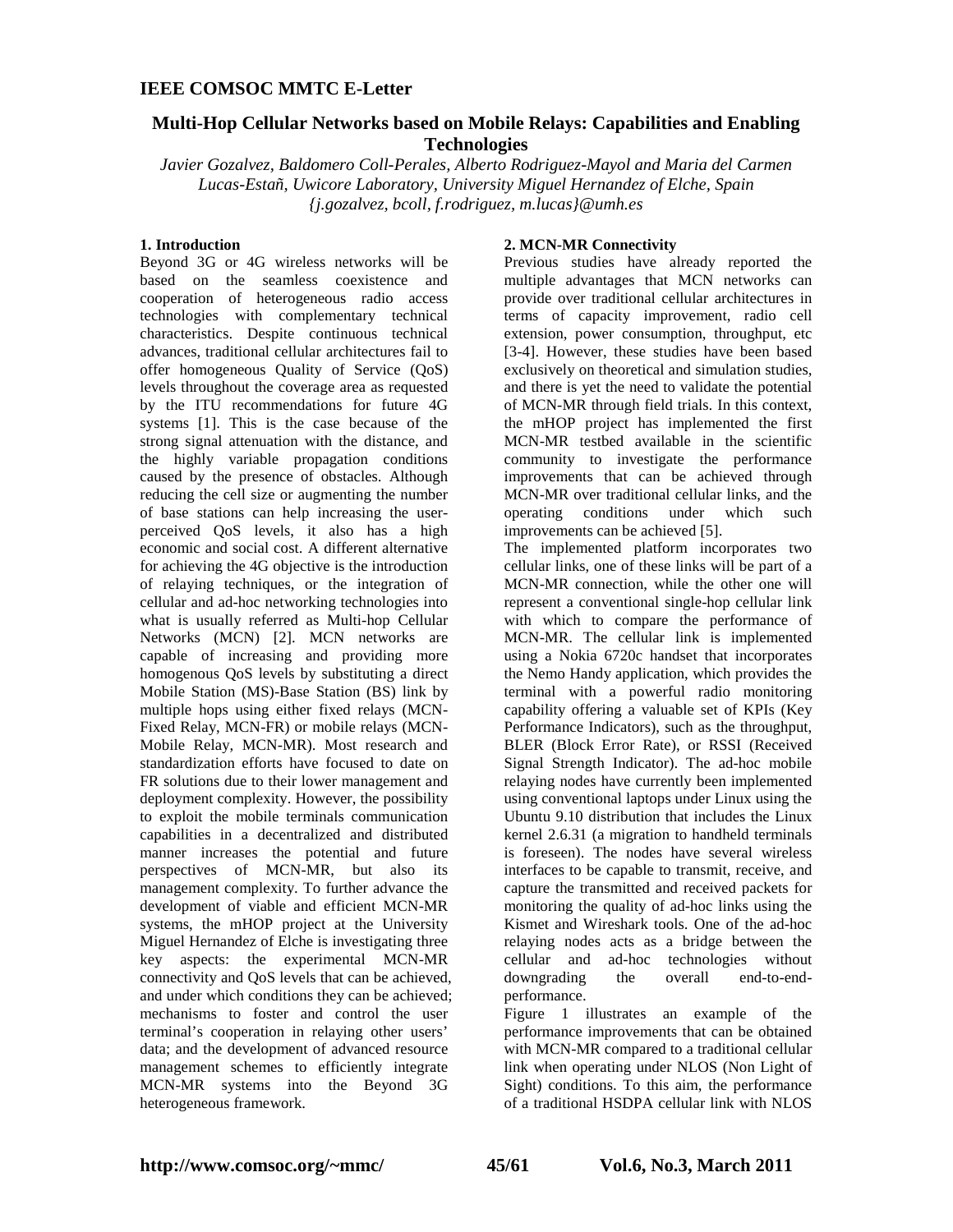# Multi-Hop Cellular Networks based on Mobile Relays: Capabilities and Enabling Technologies

*Javier Gozalvez, Baldomero Coll-Perales, Alberto Rodriguez-Mayol and Maria del Carmen Lucas-Estañ, Uwicore Laboratory, University Miguel Hernandez of Elche, Spain*
*{j.gozalvez, bcoll, f.rodriguez, m.lucas}@umh.es*

## 1. Introduction

Beyond 3G or 4G wireless networks will be based on the seamless coexistence and cooperation of heterogeneous radio access technologies with complementary technical characteristics. Despite continuous technical advances, traditional cellular architectures fail to offer homogeneous Quality of Service (QoS) levels throughout the coverage area as requested by the ITU recommendations for future 4G systems [1]. This is the case because of the strong signal attenuation with the distance, and the highly variable propagation conditions caused by the presence of obstacles. Although reducing the cell size or augmenting the number of base stations can help increasing the user-perceived QoS levels, it also has a high economic and social cost. A different alternative for achieving the 4G objective is the introduction of relaying techniques, or the integration of cellular and ad-hoc networking technologies into what is usually referred as Multi-hop Cellular Networks (MCN) [2]. MCN networks are capable of increasing and providing more homogenous QoS levels by substituting a direct Mobile Station (MS)-Base Station (BS) link by multiple hops using either fixed relays (MCN-Fixed Relay, MCN-FR) or mobile relays (MCN-Mobile Relay, MCN-MR). Most research and standardization efforts have focused to date on FR solutions due to their lower management and deployment complexity. However, the possibility to exploit the mobile terminals communication capabilities in a decentralized and distributed manner increases the potential and future perspectives of MCN-MR, but also its management complexity. To further advance the development of viable and efficient MCN-MR systems, the mHOP project at the University Miguel Hernandez of Elche is investigating three key aspects: the experimental MCN-MR connectivity and QoS levels that can be achieved, and under which conditions they can be achieved; mechanisms to foster and control the user terminal's cooperation in relaying other users' data; and the development of advanced resource management schemes to efficiently integrate MCN-MR systems into the Beyond 3G heterogeneous framework.

## 2. MCN-MR Connectivity

Previous studies have already reported the multiple advantages that MCN networks can provide over traditional cellular architectures in terms of capacity improvement, radio cell extension, power consumption, throughput, etc [3-4]. However, these studies have been based exclusively on theoretical and simulation studies, and there is yet the need to validate the potential of MCN-MR through field trials. In this context, the mHOP project has implemented the first MCN-MR testbed available in the scientific community to investigate the performance improvements that can be achieved through MCN-MR over traditional cellular links, and the operating conditions under which such improvements can be achieved [5].

The implemented platform incorporates two cellular links, one of these links will be part of a MCN-MR connection, while the other one will represent a conventional single-hop cellular link with which to compare the performance of MCN-MR. The cellular link is implemented using a Nokia 6720c handset that incorporates the Nemo Handy application, which provides the terminal with a powerful radio monitoring capability offering a valuable set of KPIs (Key Performance Indicators), such as the throughput, BLER (Block Error Rate), or RSSI (Received Signal Strength Indicator). The ad-hoc mobile relaying nodes have currently been implemented using conventional laptops under Linux using the Ubuntu 9.10 distribution that includes the Linux kernel 2.6.31 (a migration to handheld terminals is foreseen). The nodes have several wireless interfaces to be capable to transmit, receive, and capture the transmitted and received packets for monitoring the quality of ad-hoc links using the Kismet and Wireshark tools. One of the ad-hoc relaying nodes acts as a bridge between the cellular and ad-hoc technologies without downgrading the overall end-to-end-performance.

Figure 1 illustrates an example of the performance improvements that can be obtained with MCN-MR compared to a traditional cellular link when operating under NLOS (Non Light of Sight) conditions. To this aim, the performance of a traditional HSDPA cellular link with NLOS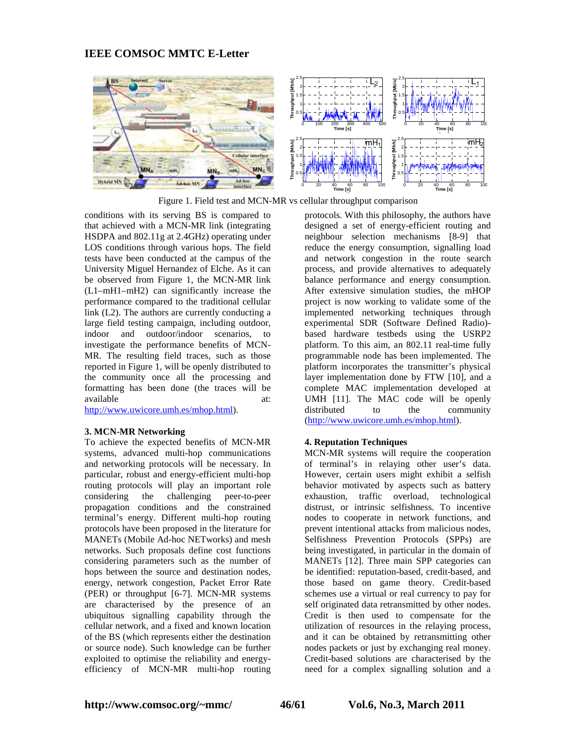Figure 1. Field test and MCN-MR vs cellular throughput comparison

conditions with its serving BS is compared to that achieved with a MCN-MR link (integrating HSDPA and 802.11g at 2.4GHz) operating under LOS conditions through various hops. The field tests have been conducted at the campus of the University Miguel Hernandez of Elche. As it can be observed from Figure 1, the MCN-MR link (L1–mH1–mH2) can significantly increase the performance compared to the traditional cellular link (L2). The authors are currently conducting a large field testing campaign, including outdoor, indoor and outdoor/indoor scenarios, to investigate the performance benefits of MCN-MR. The resulting field traces, such as those reported in Figure 1, will be openly distributed to the community once all the processing and formatting has been done (the traces will be available at: http://www.uwicore.umh.es/mhop.html).

### 3. MCN-MR Networking

To achieve the expected benefits of MCN-MR systems, advanced multi-hop communications and networking protocols will be necessary. In particular, robust and energy-efficient multi-hop routing protocols will play an important role considering the challenging peer-to-peer propagation conditions and the constrained terminal's energy. Different multi-hop routing protocols have been proposed in the literature for MANETs (Mobile Ad-hoc NETworks) and mesh networks. Such proposals define cost functions considering parameters such as the number of hops between the source and destination nodes, energy, network congestion, Packet Error Rate (PER) or throughput [6-7]. MCN-MR systems are characterised by the presence of an ubiquitous signalling capability through the cellular network, and a fixed and known location of the BS (which represents either the destination or source node). Such knowledge can be further exploited to optimise the reliability and energy-efficiency of MCN-MR multi-hop routing protocols. With this philosophy, the authors have designed a set of energy-efficient routing and neighbour selection mechanisms [8-9] that reduce the energy consumption, signalling load and network congestion in the route search process, and provide alternatives to adequately balance performance and energy consumption. After extensive simulation studies, the mHOP project is now working to validate some of the implemented networking techniques through experimental SDR (Software Defined Radio)-based hardware testbeds using the USRP2 platform. To this aim, an 802.11 real-time fully programmable node has been implemented. The platform incorporates the transmitter's physical layer implementation done by FTW [10], and a complete MAC implementation developed at UMH [11]. The MAC code will be openly distributed to the community (http://www.uwicore.umh.es/mhop.html).

### 4. Reputation Techniques

MCN-MR systems will require the cooperation of terminal's in relaying other user's data. However, certain users might exhibit a selfish behavior motivated by aspects such as battery exhaustion, traffic overload, technological distrust, or intrinsic selfishness. To incentive nodes to cooperate in network functions, and prevent intentional attacks from malicious nodes, Selfishness Prevention Protocols (SPPs) are being investigated, in particular in the domain of MANETs [12]. Three main SPP categories can be identified: reputation-based, credit-based, and those based on game theory. Credit-based schemes use a virtual or real currency to pay for self originated data retransmitted by other nodes. Credit is then used to compensate for the utilization of resources in the relaying process, and it can be obtained by retransmitting other nodes packets or just by exchanging real money. Credit-based solutions are characterised by the need for a complex signalling solution and a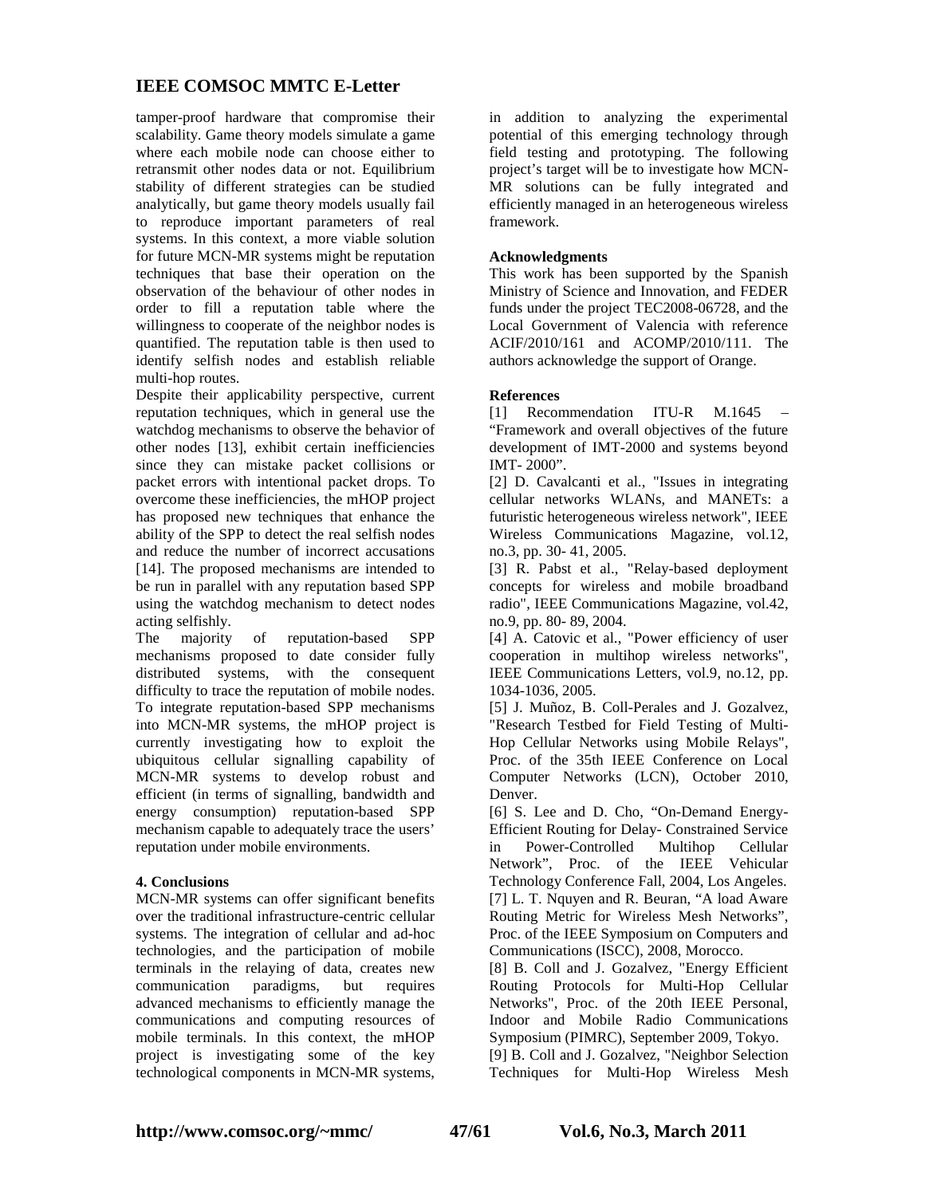tamper-proof hardware that compromise their scalability. Game theory models simulate a game where each mobile node can choose either to retransmit other nodes data or not. Equilibrium stability of different strategies can be studied analytically, but game theory models usually fail to reproduce important parameters of real systems. In this context, a more viable solution for future MCN-MR systems might be reputation techniques that base their operation on the observation of the behaviour of other nodes in order to fill a reputation table where the willingness to cooperate of the neighbor nodes is quantified. The reputation table is then used to identify selfish nodes and establish reliable multi-hop routes.

Despite their applicability perspective, current reputation techniques, which in general use the watchdog mechanisms to observe the behavior of other nodes [13], exhibit certain inefficiencies since they can mistake packet collisions or packet errors with intentional packet drops. To overcome these inefficiencies, the mHOP project has proposed new techniques that enhance the ability of the SPP to detect the real selfish nodes and reduce the number of incorrect accusations [14]. The proposed mechanisms are intended to be run in parallel with any reputation based SPP using the watchdog mechanism to detect nodes acting selfishly.

The majority of reputation-based SPP mechanisms proposed to date consider fully distributed systems, with the consequent difficulty to trace the reputation of mobile nodes. To integrate reputation-based SPP mechanisms into MCN-MR systems, the mHOP project is currently investigating how to exploit the ubiquitous cellular signalling capability of MCN-MR systems to develop robust and efficient (in terms of signalling, bandwidth and energy consumption) reputation-based SPP mechanism capable to adequately trace the users' reputation under mobile environments.

#### 4. Conclusions

MCN-MR systems can offer significant benefits over the traditional infrastructure-centric cellular systems. The integration of cellular and ad-hoc technologies, and the participation of mobile terminals in the relaying of data, creates new communication paradigms, but requires advanced mechanisms to efficiently manage the communications and computing resources of mobile terminals. In this context, the mHOP project is investigating some of the key technological components in MCN-MR systems, in addition to analyzing the experimental potential of this emerging technology through field testing and prototyping. The following project's target will be to investigate how MCN-MR solutions can be fully integrated and efficiently managed in an heterogeneous wireless framework.

#### Acknowledgments

This work has been supported by the Spanish Ministry of Science and Innovation, and FEDER funds under the project TEC2008-06728, and the Local Government of Valencia with reference ACIF/2010/161 and ACOMP/2010/111. The authors acknowledge the support of Orange.

#### References

[1] Recommendation ITU-R M.1645 – "Framework and overall objectives of the future development of IMT-2000 and systems beyond IMT- 2000".

[2] D. Cavalcanti et al., "Issues in integrating cellular networks WLANs, and MANETs: a futuristic heterogeneous wireless network", IEEE Wireless Communications Magazine, vol.12, no.3, pp. 30- 41, 2005.

[3] R. Pabst et al., "Relay-based deployment concepts for wireless and mobile broadband radio", IEEE Communications Magazine, vol.42, no.9, pp. 80- 89, 2004.

[4] A. Catovic et al., "Power efficiency of user cooperation in multihop wireless networks", IEEE Communications Letters, vol.9, no.12, pp. 1034-1036, 2005.

[5] J. Muñoz, B. Coll-Perales and J. Gozalvez, "Research Testbed for Field Testing of Multi-Hop Cellular Networks using Mobile Relays", Proc. of the 35th IEEE Conference on Local Computer Networks (LCN), October 2010, Denver.

[6] S. Lee and D. Cho, "On-Demand Energy-Efficient Routing for Delay- Constrained Service in Power-Controlled Multihop Cellular Network", Proc. of the IEEE Vehicular Technology Conference Fall, 2004, Los Angeles.

[7] L. T. Nquyen and R. Beuran, "A load Aware Routing Metric for Wireless Mesh Networks", Proc. of the IEEE Symposium on Computers and Communications (ISCC), 2008, Morocco.

[8] B. Coll and J. Gozalvez, "Energy Efficient Routing Protocols for Multi-Hop Cellular Networks", Proc. of the 20th IEEE Personal, Indoor and Mobile Radio Communications Symposium (PIMRC), September 2009, Tokyo.

[9] B. Coll and J. Gozalvez, "Neighbor Selection Techniques for Multi-Hop Wireless Mesh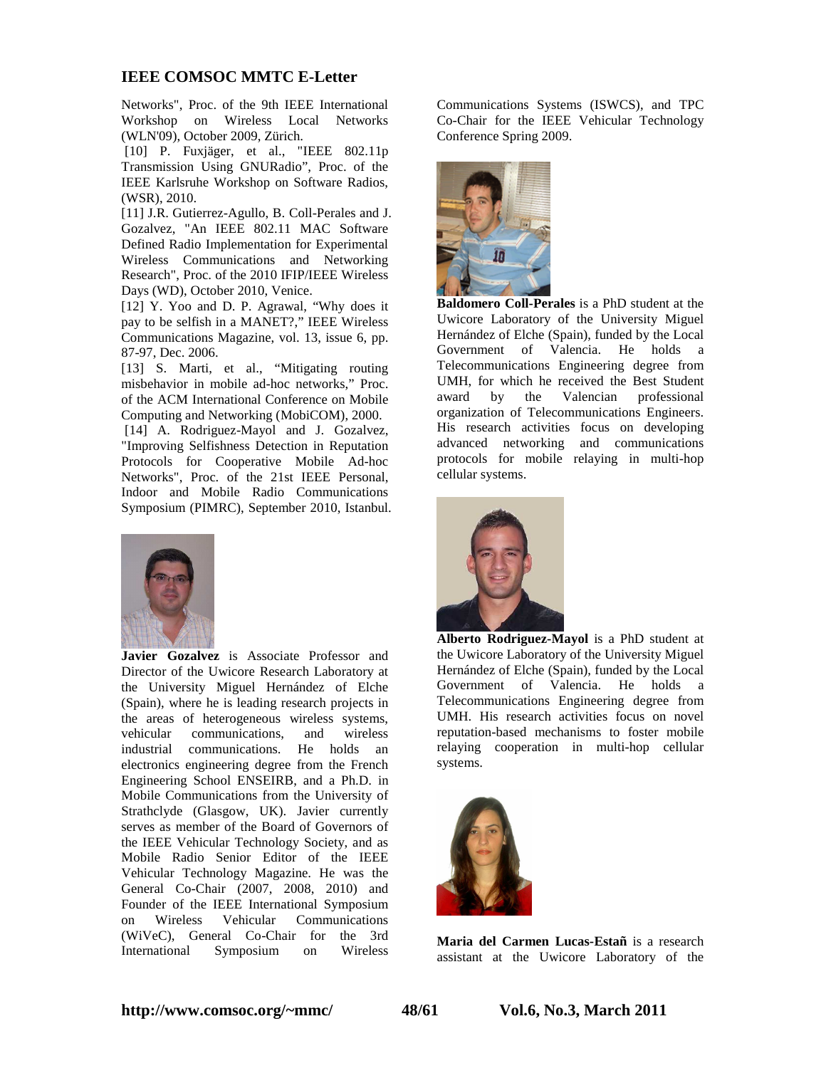Networks", Proc. of the 9th IEEE International Workshop on Wireless Local Networks (WLN'09), October 2009, Zürich.

[10] P. Fuxjäger, et al., "IEEE 802.11p Transmission Using GNURadio", Proc. of the IEEE Karlsruhe Workshop on Software Radios, (WSR), 2010.

[11] J.R. Gutierrez-Agullo, B. Coll-Perales and J. Gozalvez, "An IEEE 802.11 MAC Software Defined Radio Implementation for Experimental Wireless Communications and Networking Research", Proc. of the 2010 IFIP/IEEE Wireless Days (WD), October 2010, Venice.

[12] Y. Yoo and D. P. Agrawal, "Why does it pay to be selfish in a MANET?," IEEE Wireless Communications Magazine, vol. 13, issue 6, pp. 87-97, Dec. 2006.

[13] S. Marti, et al., "Mitigating routing misbehavior in mobile ad-hoc networks," Proc. of the ACM International Conference on Mobile Computing and Networking (MobiCOM), 2000.

[14] A. Rodriguez-Mayol and J. Gozalvez, "Improving Selfishness Detection in Reputation Protocols for Cooperative Mobile Ad-hoc Networks", Proc. of the 21st IEEE Personal, Indoor and Mobile Radio Communications Symposium (PIMRC), September 2010, Istanbul.

**Javier Gozalvez** is Associate Professor and Director of the Uwicore Research Laboratory at the University Miguel Hernández of Elche (Spain), where he is leading research projects in the areas of heterogeneous wireless systems, vehicular communications, and wireless industrial communications. He holds an electronics engineering degree from the French Engineering School ENSEIRB, and a Ph.D. in Mobile Communications from the University of Strathclyde (Glasgow, UK). Javier currently serves as member of the Board of Governors of the IEEE Vehicular Technology Society, and as Mobile Radio Senior Editor of the IEEE Vehicular Technology Magazine. He was the General Co-Chair (2007, 2008, 2010) and Founder of the IEEE International Symposium on Wireless Vehicular Communications (WiVeC), General Co-Chair for the 3rd International Symposium on Wireless Communications Systems (ISWCS), and TPC Co-Chair for the IEEE Vehicular Technology Conference Spring 2009.

**Baldomero Coll-Perales** is a PhD student at the Uwicore Laboratory of the University Miguel Hernández of Elche (Spain), funded by the Local Government of Valencia. He holds a Telecommunications Engineering degree from UMH, for which he received the Best Student award by the Valencian professional organization of Telecommunications Engineers. His research activities focus on developing advanced networking and communications protocols for mobile relaying in multi-hop cellular systems.

**Alberto Rodriguez-Mayol** is a PhD student at the Uwicore Laboratory of the University Miguel Hernández of Elche (Spain), funded by the Local Government of Valencia. He holds a Telecommunications Engineering degree from UMH. His research activities focus on novel reputation-based mechanisms to foster mobile relaying cooperation in multi-hop cellular systems.

**Maria del Carmen Lucas-Estañ** is a research assistant at the Uwicore Laboratory of the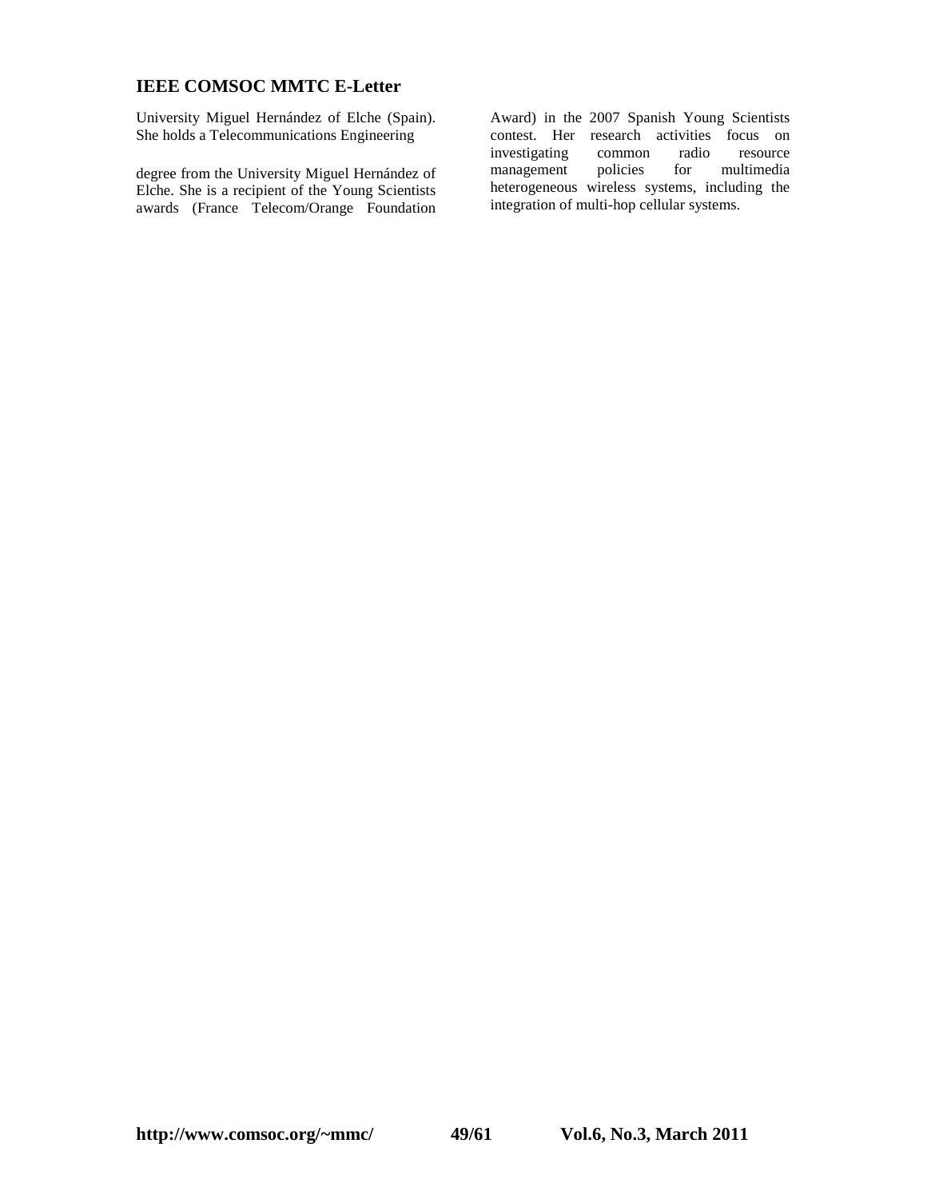University Miguel Hernández of Elche (Spain). She holds a Telecommunications Engineering degree from the University Miguel Hernández of Elche. She is a recipient of the Young Scientists awards (France Telecom/Orange Foundation Award) in the 2007 Spanish Young Scientists contest. Her research activities focus on investigating common radio resource management policies for multimedia heterogeneous wireless systems, including the integration of multi-hop cellular systems.